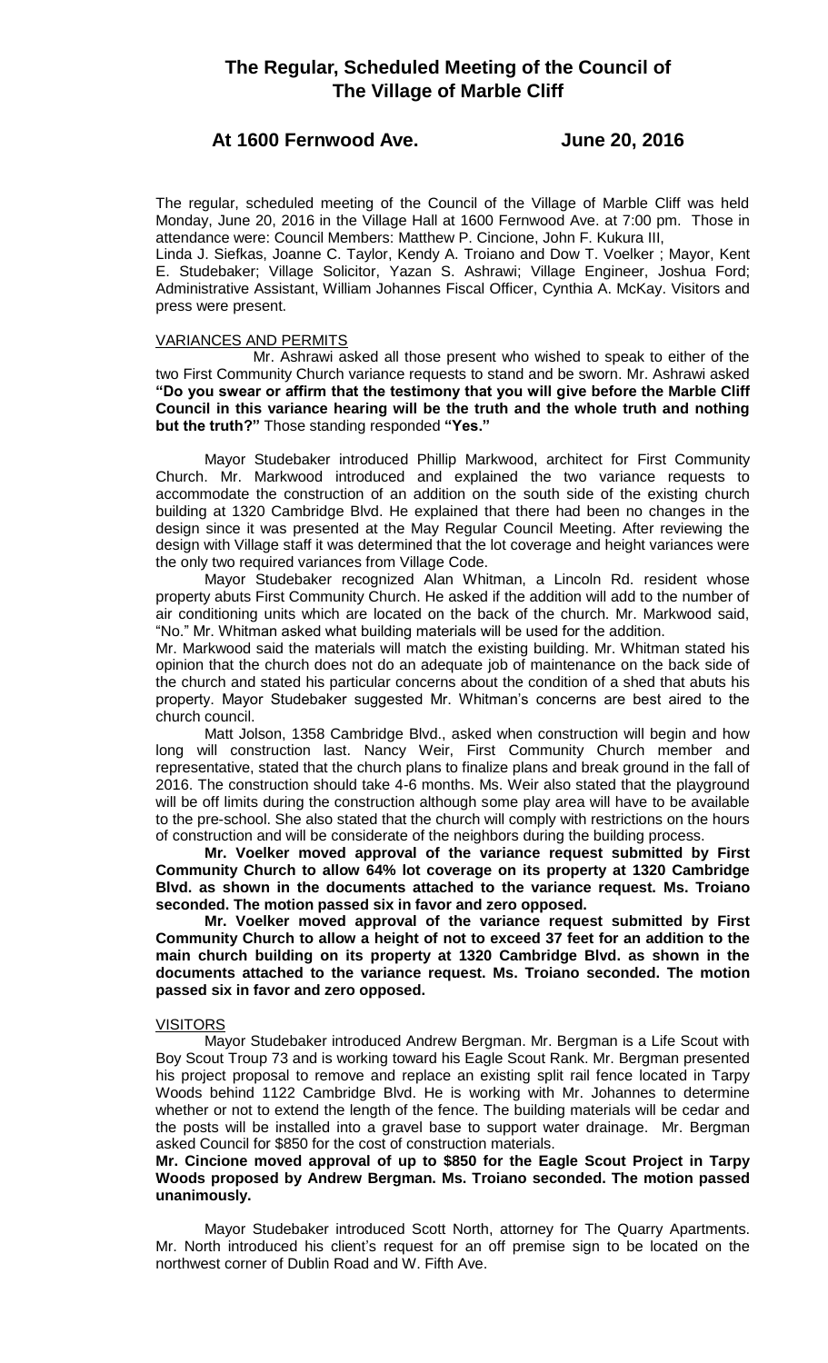# The Regular, Scheduled Meeting of the Council of The Village of Marble Cliff

## At 1600 Fernwood Ave. June 20, 2016

The regular, scheduled meeting of the Council of the Village of Marble Cliff was held Monday, June 20, 2016 in the Village Hall at 1600 Fernwood Ave. at 7:00 pm. Those in attendance were: Council Members: Matthew P. Cincione, John F. Kukura III, Linda J. Siefkas, Joanne C. Taylor, Kendy A. Troiano and Dow T. Voelker ; Mayor, Kent E. Studebaker; Village Solicitor, Yazan S. Ashrawi; Village Engineer, Joshua Ford; Administrative Assistant, William Johannes Fiscal Officer, Cynthia A. McKay. Visitors and press were present.

VARIANCES AND PERMITS

Mr. Ashrawi asked all those present who wished to speak to either of the two First Community Church variance requests to stand and be sworn. Mr. Ashrawi asked **"Do you swear or affirm that the testimony that you will give before the Marble Cliff Council in this variance hearing will be the truth and the whole truth and nothing but the truth?"** Those standing responded **"Yes."**

Mayor Studebaker introduced Phillip Markwood, architect for First Community Church. Mr. Markwood introduced and explained the two variance requests to accommodate the construction of an addition on the south side of the existing church building at 1320 Cambridge Blvd. He explained that there had been no changes in the design since it was presented at the May Regular Council Meeting. After reviewing the design with Village staff it was determined that the lot coverage and height variances were the only two required variances from Village Code.

Mayor Studebaker recognized Alan Whitman, a Lincoln Rd. resident whose property abuts First Community Church. He asked if the addition will add to the number of air conditioning units which are located on the back of the church. Mr. Markwood said, "No." Mr. Whitman asked what building materials will be used for the addition.

Mr. Markwood said the materials will match the existing building. Mr. Whitman stated his opinion that the church does not do an adequate job of maintenance on the back side of the church and stated his particular concerns about the condition of a shed that abuts his property. Mayor Studebaker suggested Mr. Whitman's concerns are best aired to the church council.

Matt Jolson, 1358 Cambridge Blvd., asked when construction will begin and how long will construction last. Nancy Weir, First Community Church member and representative, stated that the church plans to finalize plans and break ground in the fall of 2016. The construction should take 4-6 months. Ms. Weir also stated that the playground will be off limits during the construction although some play area will have to be available to the pre-school. She also stated that the church will comply with restrictions on the hours of construction and will be considerate of the neighbors during the building process.

**Mr. Voelker moved approval of the variance request submitted by First Community Church to allow 64% lot coverage on its property at 1320 Cambridge Blvd. as shown in the documents attached to the variance request. Ms. Troiano seconded. The motion passed six in favor and zero opposed.**

**Mr. Voelker moved approval of the variance request submitted by First Community Church to allow a height of not to exceed 37 feet for an addition to the main church building on its property at 1320 Cambridge Blvd. as shown in the documents attached to the variance request. Ms. Troiano seconded. The motion passed six in favor and zero opposed.**

VISITORS

Mayor Studebaker introduced Andrew Bergman. Mr. Bergman is a Life Scout with Boy Scout Troup 73 and is working toward his Eagle Scout Rank. Mr. Bergman presented his project proposal to remove and replace an existing split rail fence located in Tarpy Woods behind 1122 Cambridge Blvd. He is working with Mr. Johannes to determine whether or not to extend the length of the fence. The building materials will be cedar and the posts will be installed into a gravel base to support water drainage. Mr. Bergman asked Council for $850 for the cost of construction materials.

**Mr. Cincione moved approval of up to $850 for the Eagle Scout Project in Tarpy Woods proposed by Andrew Bergman. Ms. Troiano seconded. The motion passed unanimously.**

Mayor Studebaker introduced Scott North, attorney for The Quarry Apartments. Mr. North introduced his client's request for an off premise sign to be located on the northwest corner of Dublin Road and W. Fifth Ave.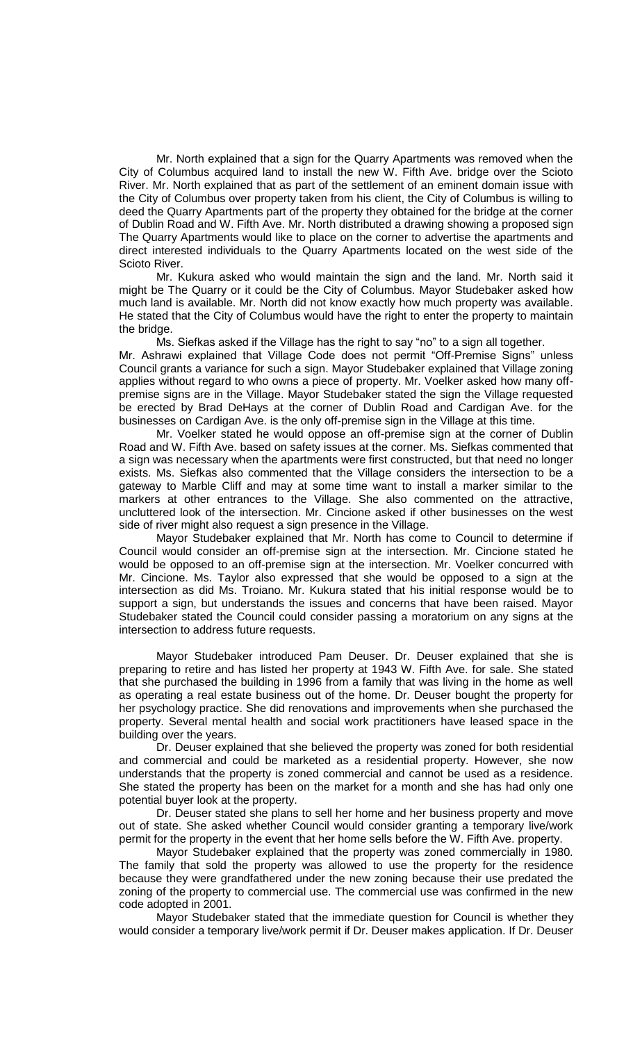Mr. North explained that a sign for the Quarry Apartments was removed when the City of Columbus acquired land to install the new W. Fifth Ave. bridge over the Scioto River. Mr. North explained that as part of the settlement of an eminent domain issue with the City of Columbus over property taken from his client, the City of Columbus is willing to deed the Quarry Apartments part of the property they obtained for the bridge at the corner of Dublin Road and W. Fifth Ave. Mr. North distributed a drawing showing a proposed sign The Quarry Apartments would like to place on the corner to advertise the apartments and direct interested individuals to the Quarry Apartments located on the west side of the Scioto River.

Mr. Kukura asked who would maintain the sign and the land. Mr. North said it might be The Quarry or it could be the City of Columbus. Mayor Studebaker asked how much land is available. Mr. North did not know exactly how much property was available. He stated that the City of Columbus would have the right to enter the property to maintain the bridge.

Ms. Siefkas asked if the Village has the right to say "no" to a sign all together. Mr. Ashrawi explained that Village Code does not permit "Off-Premise Signs" unless Council grants a variance for such a sign. Mayor Studebaker explained that Village zoning applies without regard to who owns a piece of property. Mr. Voelker asked how many off-premise signs are in the Village. Mayor Studebaker stated the sign the Village requested be erected by Brad DeHays at the corner of Dublin Road and Cardigan Ave. for the businesses on Cardigan Ave. is the only off-premise sign in the Village at this time.

Mr. Voelker stated he would oppose an off-premise sign at the corner of Dublin Road and W. Fifth Ave. based on safety issues at the corner. Ms. Siefkas commented that a sign was necessary when the apartments were first constructed, but that need no longer exists. Ms. Siefkas also commented that the Village considers the intersection to be a gateway to Marble Cliff and may at some time want to install a marker similar to the markers at other entrances to the Village. She also commented on the attractive, uncluttered look of the intersection. Mr. Cincione asked if other businesses on the west side of river might also request a sign presence in the Village.

Mayor Studebaker explained that Mr. North has come to Council to determine if Council would consider an off-premise sign at the intersection. Mr. Cincione stated he would be opposed to an off-premise sign at the intersection. Mr. Voelker concurred with Mr. Cincione. Ms. Taylor also expressed that she would be opposed to a sign at the intersection as did Ms. Troiano. Mr. Kukura stated that his initial response would be to support a sign, but understands the issues and concerns that have been raised. Mayor Studebaker stated the Council could consider passing a moratorium on any signs at the intersection to address future requests.

Mayor Studebaker introduced Pam Deuser. Dr. Deuser explained that she is preparing to retire and has listed her property at 1943 W. Fifth Ave. for sale. She stated that she purchased the building in 1996 from a family that was living in the home as well as operating a real estate business out of the home. Dr. Deuser bought the property for her psychology practice. She did renovations and improvements when she purchased the property. Several mental health and social work practitioners have leased space in the building over the years.

Dr. Deuser explained that she believed the property was zoned for both residential and commercial and could be marketed as a residential property. However, she now understands that the property is zoned commercial and cannot be used as a residence. She stated the property has been on the market for a month and she has had only one potential buyer look at the property.

Dr. Deuser stated she plans to sell her home and her business property and move out of state. She asked whether Council would consider granting a temporary live/work permit for the property in the event that her home sells before the W. Fifth Ave. property.

Mayor Studebaker explained that the property was zoned commercially in 1980. The family that sold the property was allowed to use the property for the residence because they were grandfathered under the new zoning because their use predated the zoning of the property to commercial use. The commercial use was confirmed in the new code adopted in 2001.

Mayor Studebaker stated that the immediate question for Council is whether they would consider a temporary live/work permit if Dr. Deuser makes application. If Dr. Deuser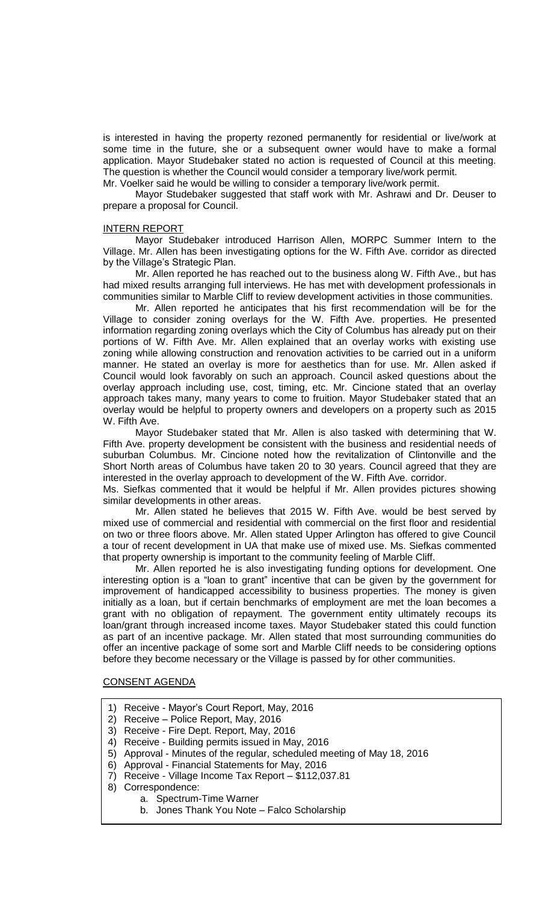is interested in having the property rezoned permanently for residential or live/work at some time in the future, she or a subsequent owner would have to make a formal application. Mayor Studebaker stated no action is requested of Council at this meeting. The question is whether the Council would consider a temporary live/work permit.

Mr. Voelker said he would be willing to consider a temporary live/work permit.

Mayor Studebaker suggested that staff work with Mr. Ashrawi and Dr. Deuser to prepare a proposal for Council.

INTERN REPORT

Mayor Studebaker introduced Harrison Allen, MORPC Summer Intern to the Village. Mr. Allen has been investigating options for the W. Fifth Ave. corridor as directed by the Village's Strategic Plan.

Mr. Allen reported he has reached out to the business along W. Fifth Ave., but has had mixed results arranging full interviews. He has met with development professionals in communities similar to Marble Cliff to review development activities in those communities.

Mr. Allen reported he anticipates that his first recommendation will be for the Village to consider zoning overlays for the W. Fifth Ave. properties. He presented information regarding zoning overlays which the City of Columbus has already put on their portions of W. Fifth Ave. Mr. Allen explained that an overlay works with existing use zoning while allowing construction and renovation activities to be carried out in a uniform manner. He stated an overlay is more for aesthetics than for use. Mr. Allen asked if Council would look favorably on such an approach. Council asked questions about the overlay approach including use, cost, timing, etc. Mr. Cincione stated that an overlay approach takes many, many years to come to fruition. Mayor Studebaker stated that an overlay would be helpful to property owners and developers on a property such as 2015 W. Fifth Ave.

Mayor Studebaker stated that Mr. Allen is also tasked with determining that W. Fifth Ave. property development be consistent with the business and residential needs of suburban Columbus. Mr. Cincione noted how the revitalization of Clintonville and the Short North areas of Columbus have taken 20 to 30 years. Council agreed that they are interested in the overlay approach to development of the W. Fifth Ave. corridor.

Ms. Siefkas commented that it would be helpful if Mr. Allen provides pictures showing similar developments in other areas.

Mr. Allen stated that he believes that 2015 W. Fifth Ave. would be best served by mixed use of commercial and residential with commercial on the first floor and residential on two or three floors above. Mr. Allen stated Upper Arlington has offered to give Council a tour of recent development in UA that make use of mixed use. Ms. Siefkas commented that property ownership is important to the community feeling of Marble Cliff.

Mr. Allen reported he is also investigating funding options for development. One interesting option is a "loan to grant" incentive that can be given by the government for improvement of handicapped accessibility to business properties. The money is given initially as a loan, but if certain benchmarks of employment are met the loan becomes a grant with no obligation of repayment. The government entity ultimately recoups its loan/grant through increased income taxes. Mayor Studebaker stated this could function as part of an incentive package. Mr. Allen stated that most surrounding communities do offer an incentive package of some sort and Marble Cliff needs to be considering options before they become necessary or the Village is passed by for other communities.

CONSENT AGENDA

1) Receive - Mayor's Court Report, May, 2016
2) Receive – Police Report, May, 2016
3) Receive - Fire Dept. Report, May, 2016
4) Receive - Building permits issued in May, 2016
5) Approval - Minutes of the regular, scheduled meeting of May 18, 2016
6) Approval - Financial Statements for May, 2016
7) Receive - Village Income Tax Report – $112,037.81
8) Correspondence:
    a. Spectrum-Time Warner
    b. Jones Thank You Note – Falco Scholarship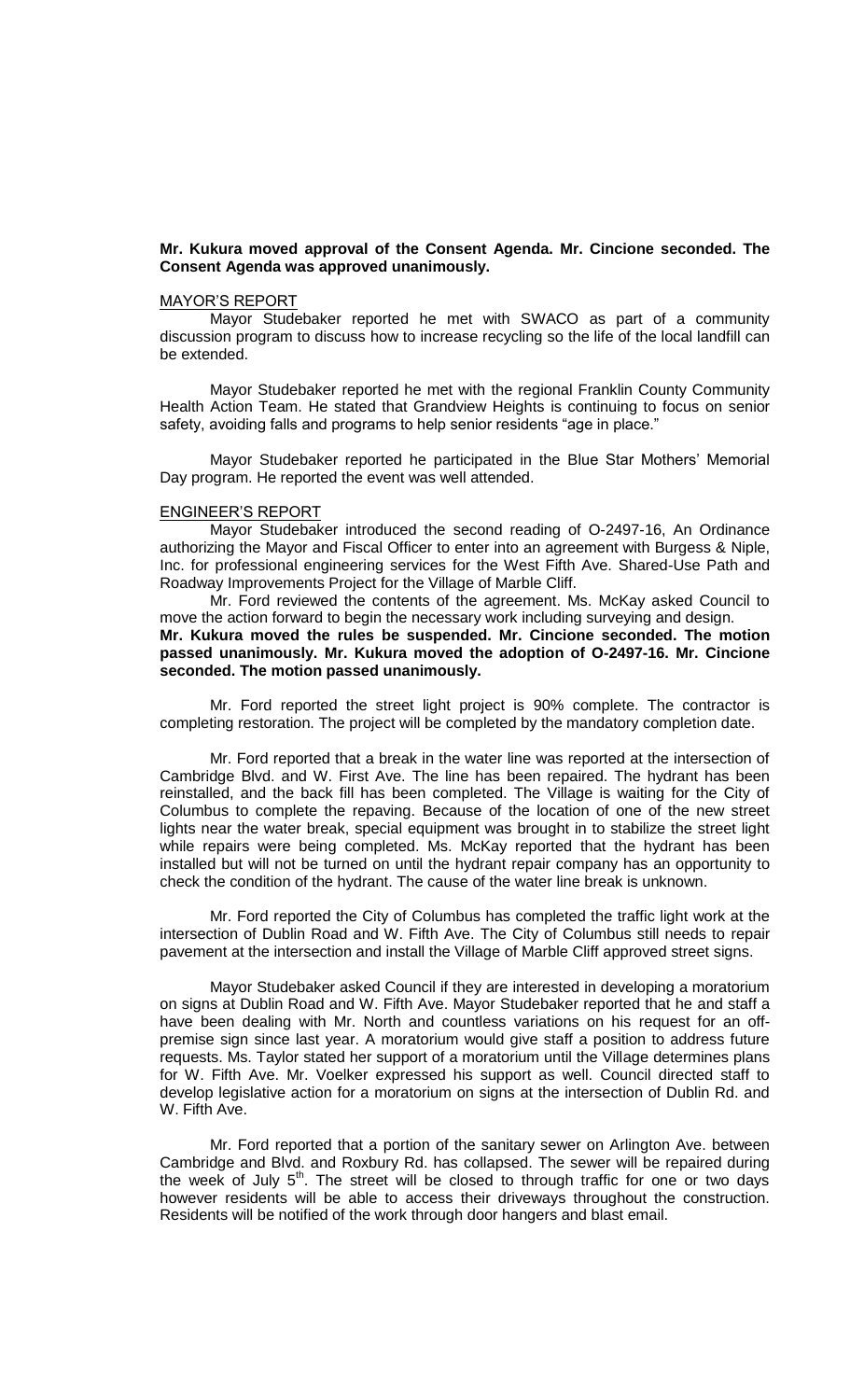**Mr. Kukura moved approval of the Consent Agenda. Mr. Cincione seconded. The Consent Agenda was approved unanimously.**

MAYOR'S REPORT

Mayor Studebaker reported he met with SWACO as part of a community discussion program to discuss how to increase recycling so the life of the local landfill can be extended.

Mayor Studebaker reported he met with the regional Franklin County Community Health Action Team. He stated that Grandview Heights is continuing to focus on senior safety, avoiding falls and programs to help senior residents "age in place."

Mayor Studebaker reported he participated in the Blue Star Mothers' Memorial Day program. He reported the event was well attended.

ENGINEER'S REPORT

Mayor Studebaker introduced the second reading of O-2497-16, An Ordinance authorizing the Mayor and Fiscal Officer to enter into an agreement with Burgess & Niple, Inc. for professional engineering services for the West Fifth Ave. Shared-Use Path and Roadway Improvements Project for the Village of Marble Cliff.

Mr. Ford reviewed the contents of the agreement. Ms. McKay asked Council to move the action forward to begin the necessary work including surveying and design.

**Mr. Kukura moved the rules be suspended. Mr. Cincione seconded. The motion passed unanimously. Mr. Kukura moved the adoption of O-2497-16. Mr. Cincione seconded. The motion passed unanimously.**

Mr. Ford reported the street light project is 90% complete. The contractor is completing restoration. The project will be completed by the mandatory completion date.

Mr. Ford reported that a break in the water line was reported at the intersection of Cambridge Blvd. and W. First Ave. The line has been repaired. The hydrant has been reinstalled, and the back fill has been completed. The Village is waiting for the City of Columbus to complete the repaving. Because of the location of one of the new street lights near the water break, special equipment was brought in to stabilize the street light while repairs were being completed. Ms. McKay reported that the hydrant has been installed but will not be turned on until the hydrant repair company has an opportunity to check the condition of the hydrant. The cause of the water line break is unknown.

Mr. Ford reported the City of Columbus has completed the traffic light work at the intersection of Dublin Road and W. Fifth Ave. The City of Columbus still needs to repair pavement at the intersection and install the Village of Marble Cliff approved street signs.

Mayor Studebaker asked Council if they are interested in developing a moratorium on signs at Dublin Road and W. Fifth Ave. Mayor Studebaker reported that he and staff a have been dealing with Mr. North and countless variations on his request for an off-premise sign since last year. A moratorium would give staff a position to address future requests. Ms. Taylor stated her support of a moratorium until the Village determines plans for W. Fifth Ave. Mr. Voelker expressed his support as well. Council directed staff to develop legislative action for a moratorium on signs at the intersection of Dublin Rd. and W. Fifth Ave.

Mr. Ford reported that a portion of the sanitary sewer on Arlington Ave. between Cambridge and Blvd. and Roxbury Rd. has collapsed. The sewer will be repaired during the week of July 5th. The street will be closed to through traffic for one or two days however residents will be able to access their driveways throughout the construction. Residents will be notified of the work through door hangers and blast email.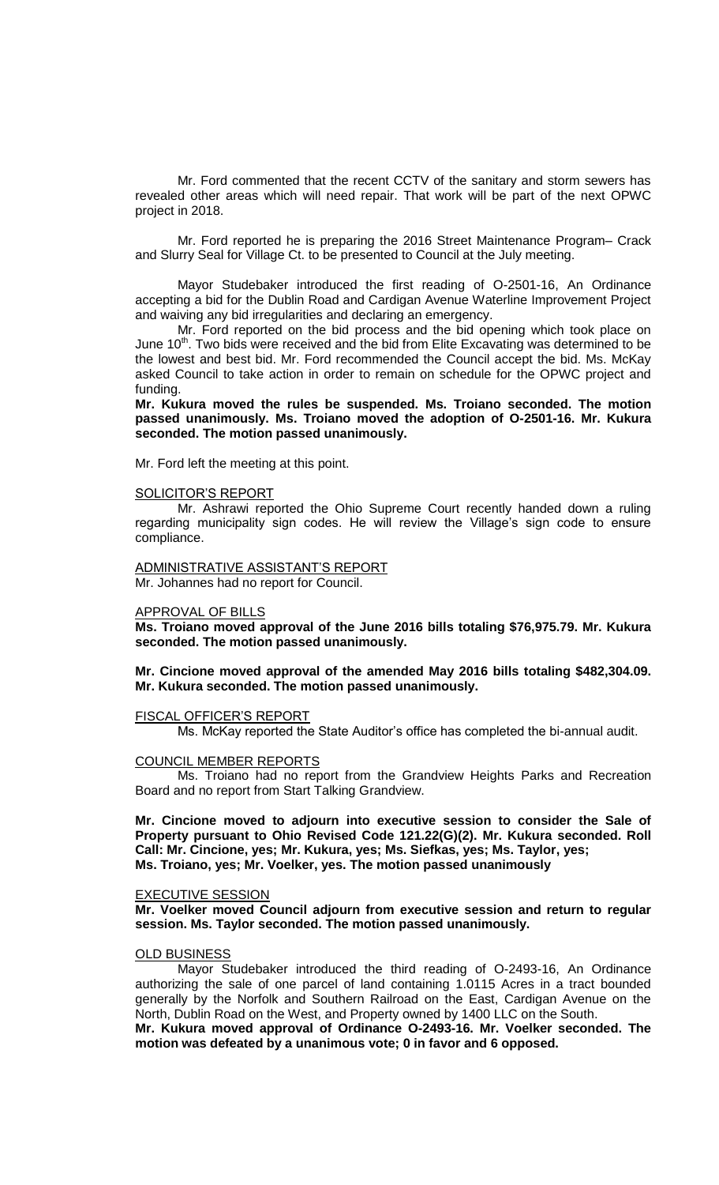Mr. Ford commented that the recent CCTV of the sanitary and storm sewers has revealed other areas which will need repair. That work will be part of the next OPWC project in 2018.

Mr. Ford reported he is preparing the 2016 Street Maintenance Program– Crack and Slurry Seal for Village Ct. to be presented to Council at the July meeting.

Mayor Studebaker introduced the first reading of O-2501-16, An Ordinance accepting a bid for the Dublin Road and Cardigan Avenue Waterline Improvement Project and waiving any bid irregularities and declaring an emergency.

Mr. Ford reported on the bid process and the bid opening which took place on June 10th. Two bids were received and the bid from Elite Excavating was determined to be the lowest and best bid. Mr. Ford recommended the Council accept the bid. Ms. McKay asked Council to take action in order to remain on schedule for the OPWC project and funding.

**Mr. Kukura moved the rules be suspended. Ms. Troiano seconded. The motion passed unanimously. Ms. Troiano moved the adoption of O-2501-16. Mr. Kukura seconded. The motion passed unanimously.**

Mr. Ford left the meeting at this point.

SOLICITOR'S REPORT

Mr. Ashrawi reported the Ohio Supreme Court recently handed down a ruling regarding municipality sign codes. He will review the Village's sign code to ensure compliance.

ADMINISTRATIVE ASSISTANT'S REPORT

Mr. Johannes had no report for Council.

APPROVAL OF BILLS

**Ms. Troiano moved approval of the June 2016 bills totaling $76,975.79. Mr. Kukura seconded. The motion passed unanimously.**

**Mr. Cincione moved approval of the amended May 2016 bills totaling $482,304.09. Mr. Kukura seconded. The motion passed unanimously.**

FISCAL OFFICER'S REPORT

Ms. McKay reported the State Auditor's office has completed the bi-annual audit.

COUNCIL MEMBER REPORTS

Ms. Troiano had no report from the Grandview Heights Parks and Recreation Board and no report from Start Talking Grandview.

**Mr. Cincione moved to adjourn into executive session to consider the Sale of Property pursuant to Ohio Revised Code 121.22(G)(2). Mr. Kukura seconded. Roll Call: Mr. Cincione, yes; Mr. Kukura, yes; Ms. Siefkas, yes; Ms. Taylor, yes; Ms. Troiano, yes; Mr. Voelker, yes. The motion passed unanimously**

EXECUTIVE SESSION

**Mr. Voelker moved Council adjourn from executive session and return to regular session. Ms. Taylor seconded. The motion passed unanimously.**

OLD BUSINESS

Mayor Studebaker introduced the third reading of O-2493-16, An Ordinance authorizing the sale of one parcel of land containing 1.0115 Acres in a tract bounded generally by the Norfolk and Southern Railroad on the East, Cardigan Avenue on the North, Dublin Road on the West, and Property owned by 1400 LLC on the South.

**Mr. Kukura moved approval of Ordinance O-2493-16. Mr. Voelker seconded. The motion was defeated by a unanimous vote; 0 in favor and 6 opposed.**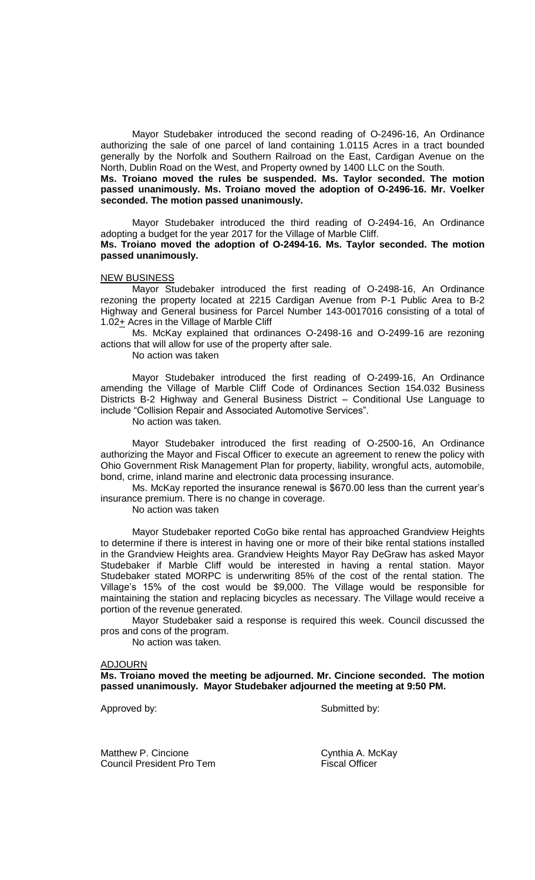Mayor Studebaker introduced the second reading of O-2496-16, An Ordinance authorizing the sale of one parcel of land containing 1.0115 Acres in a tract bounded generally by the Norfolk and Southern Railroad on the East, Cardigan Avenue on the North, Dublin Road on the West, and Property owned by 1400 LLC on the South.

**Ms. Troiano moved the rules be suspended. Ms. Taylor seconded. The motion passed unanimously. Ms. Troiano moved the adoption of O-2496-16. Mr. Voelker seconded. The motion passed unanimously.**

Mayor Studebaker introduced the third reading of O-2494-16, An Ordinance adopting a budget for the year 2017 for the Village of Marble Cliff.

**Ms. Troiano moved the adoption of O-2494-16. Ms. Taylor seconded. The motion passed unanimously.**

## NEW BUSINESS

Mayor Studebaker introduced the first reading of O-2498-16, An Ordinance rezoning the property located at 2215 Cardigan Avenue from P-1 Public Area to B-2 Highway and General business for Parcel Number 143-0017016 consisting of a total of 1.02+ Acres in the Village of Marble Cliff

Ms. McKay explained that ordinances O-2498-16 and O-2499-16 are rezoning actions that will allow for use of the property after sale.

No action was taken

Mayor Studebaker introduced the first reading of O-2499-16, An Ordinance amending the Village of Marble Cliff Code of Ordinances Section 154.032 Business Districts B-2 Highway and General Business District – Conditional Use Language to include "Collision Repair and Associated Automotive Services".

No action was taken.

Mayor Studebaker introduced the first reading of O-2500-16, An Ordinance authorizing the Mayor and Fiscal Officer to execute an agreement to renew the policy with Ohio Government Risk Management Plan for property, liability, wrongful acts, automobile, bond, crime, inland marine and electronic data processing insurance.

Ms. McKay reported the insurance renewal is $670.00 less than the current year's insurance premium. There is no change in coverage.

No action was taken

Mayor Studebaker reported CoGo bike rental has approached Grandview Heights to determine if there is interest in having one or more of their bike rental stations installed in the Grandview Heights area. Grandview Heights Mayor Ray DeGraw has asked Mayor Studebaker if Marble Cliff would be interested in having a rental station. Mayor Studebaker stated MORPC is underwriting 85% of the cost of the rental station. The Village's 15% of the cost would be $9,000. The Village would be responsible for maintaining the station and replacing bicycles as necessary. The Village would receive a portion of the revenue generated.

Mayor Studebaker said a response is required this week. Council discussed the pros and cons of the program.

No action was taken.

## ADJOURN

**Ms. Troiano moved the meeting be adjourned. Mr. Cincione seconded. The motion passed unanimously. Mayor Studebaker adjourned the meeting at 9:50 PM.**

Approved by: Submitted by:

Matthew P. Cincione
Council President Pro Tem

Cynthia A. McKay
Fiscal Officer